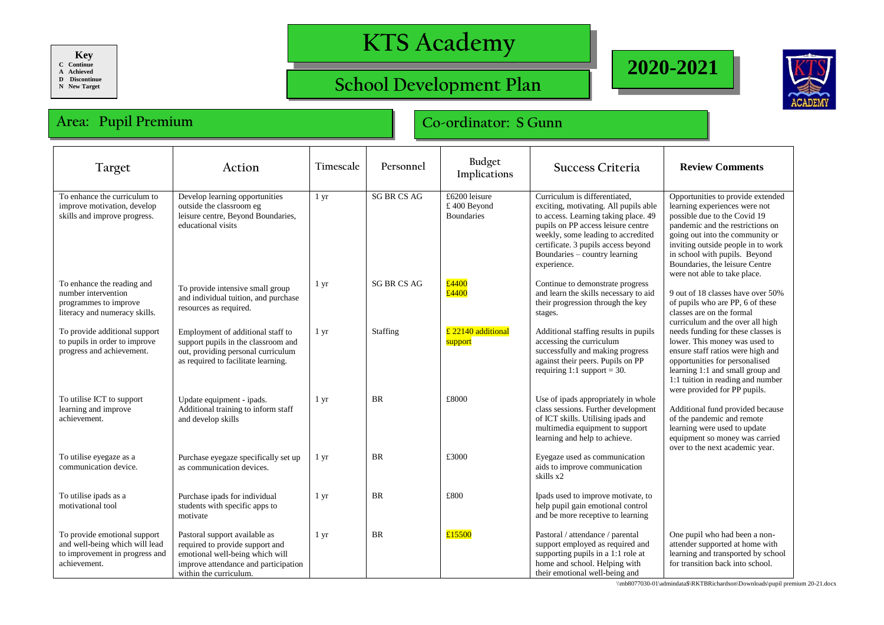| Key |
|---|
| C Continue |
| A Achieved |
| D Discontinue |
| N New Target |

# KTS Academy

## School Development Plan

## 2020-2021

## Area: Pupil Premium

## Co-ordinator: S Gunn

| Target | Action | Timescale | Personnel | Budget Implications | Success Criteria | Review Comments |
|---|---|---|---|---|---|---|
| To enhance the curriculum to improve motivation, develop skills and improve progress. | Develop learning opportunities outside the classroom eg leisure centre, Beyond Boundaries, educational visits | 1 yr | SG BR CS AG | £6200 leisure<br>£ 400 Beyond Boundaries | Curriculum is differentiated, exciting, motivating. All pupils able to access. Learning taking place. 49 pupils on PP access leisure centre weekly, some leading to accredited certificate. 3 pupils access beyond Boundaries – country learning experience. | Opportunities to provide extended learning experiences were not possible due to the Covid 19 pandemic and the restrictions on going out into the community or inviting outside people in to work in school with pupils. Beyond Boundaries, the leisure Centre were not able to take place. |
| To enhance the reading and number intervention programmes to improve literacy and numeracy skills. | To provide intensive small group and individual tuition, and purchase resources as required. | 1 yr | SG BR CS AG | £4400<br>£4400 | Continue to demonstrate progress and learn the skills necessary to aid their progression through the key stages. | 9 out of 18 classes have over 50% of pupils who are PP, 6 of these classes are on the formal curriculum and the over all high needs funding for these classes is lower. This money was used to ensure staff ratios were high and opportunities for personalised learning 1:1 and small group and 1:1 tuition in reading and number were provided for PP pupils. |
| To provide additional support to pupils in order to improve progress and achievement. | Employment of additional staff to support pupils in the classroom and out, providing personal curriculum as required to facilitate learning. | 1 yr | Staffing | £ 22140 additional support | Additional staffing results in pupils accessing the curriculum successfully and making progress against their peers. Pupils on PP requiring 1:1 support = 30. | |
| To utilise ICT to support learning and improve achievement. | Update equipment - ipads. Additional training to inform staff and develop skills | 1 yr | BR | £8000 | Use of ipads appropriately in whole class sessions. Further development of ICT skills. Utilising ipads and multimedia equipment to support learning and help to achieve. | Additional fund provided because of the pandemic and remote learning were used to update equipment so money was carried over to the next academic year. |
| To utilise eyegaze as a communication device. | Purchase eyegaze specifically set up as communication devices. | 1 yr | BR | £3000 | Eyegaze used as communication aids to improve communication skills x2 | |
| To utilise ipads as a motivational tool | Purchase ipads for individual students with specific apps to motivate | 1 yr | BR | £800 | Ipads used to improve motivate, to help pupil gain emotional control and be more receptive to learning | |
| To provide emotional support and well-being which will lead to improvement in progress and achievement. | Pastoral support available as required to provide support and emotional well-being which will improve attendance and participation within the curriculum. | 1 yr | BR | £15500 | Pastoral / attendance / parental support employed as required and supporting pupils in a 1:1 role at home and school. Helping with their emotional well-being and | One pupil who had been a non-attender supported at home with learning and transported by school for transition back into school. |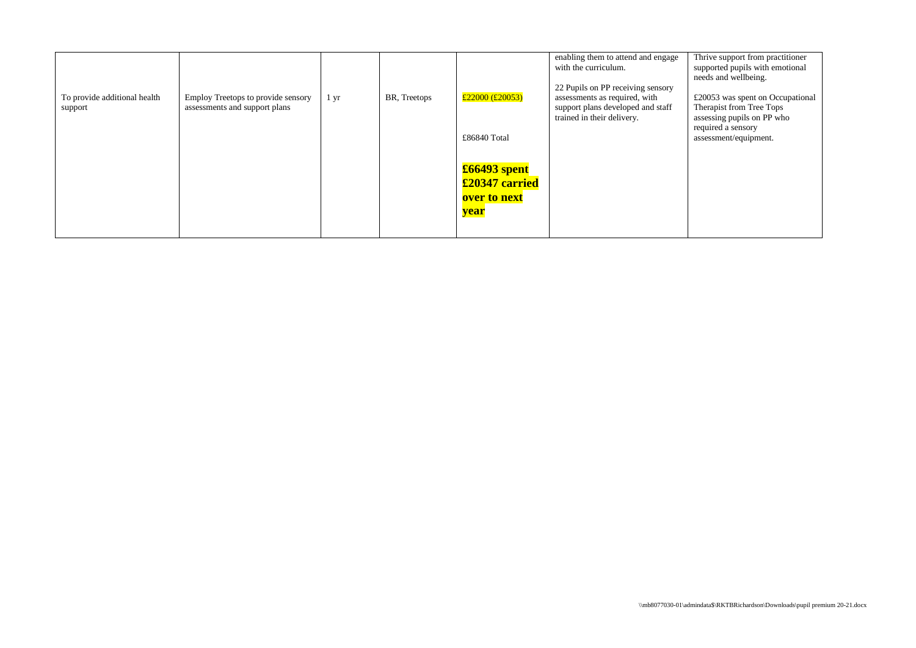| | | | | | | |
|---|---|---|---|---|---|---|
| | | | | | enabling them to attend and engage with the curriculum. | Thrive support from practitioner supported pupils with emotional needs and wellbeing. |
| To provide additional health support | Employ Treetops to provide sensory assessments and support plans | 1 yr | BR, Treetops | £22000 (£20053)<br><br>£86840 Total<br><br>**£66493 spent £20347 carried over to next year** | 22 Pupils on PP receiving sensory assessments as required, with support plans developed and staff trained in their delivery. | £20053 was spent on Occupational Therapist from Tree Tops assessing pupils on PP who required a sensory assessment/equipment. |

\\mb8077030-01\admindata$\RKTBRichardson\Downloads\pupil premium 20-21.docx